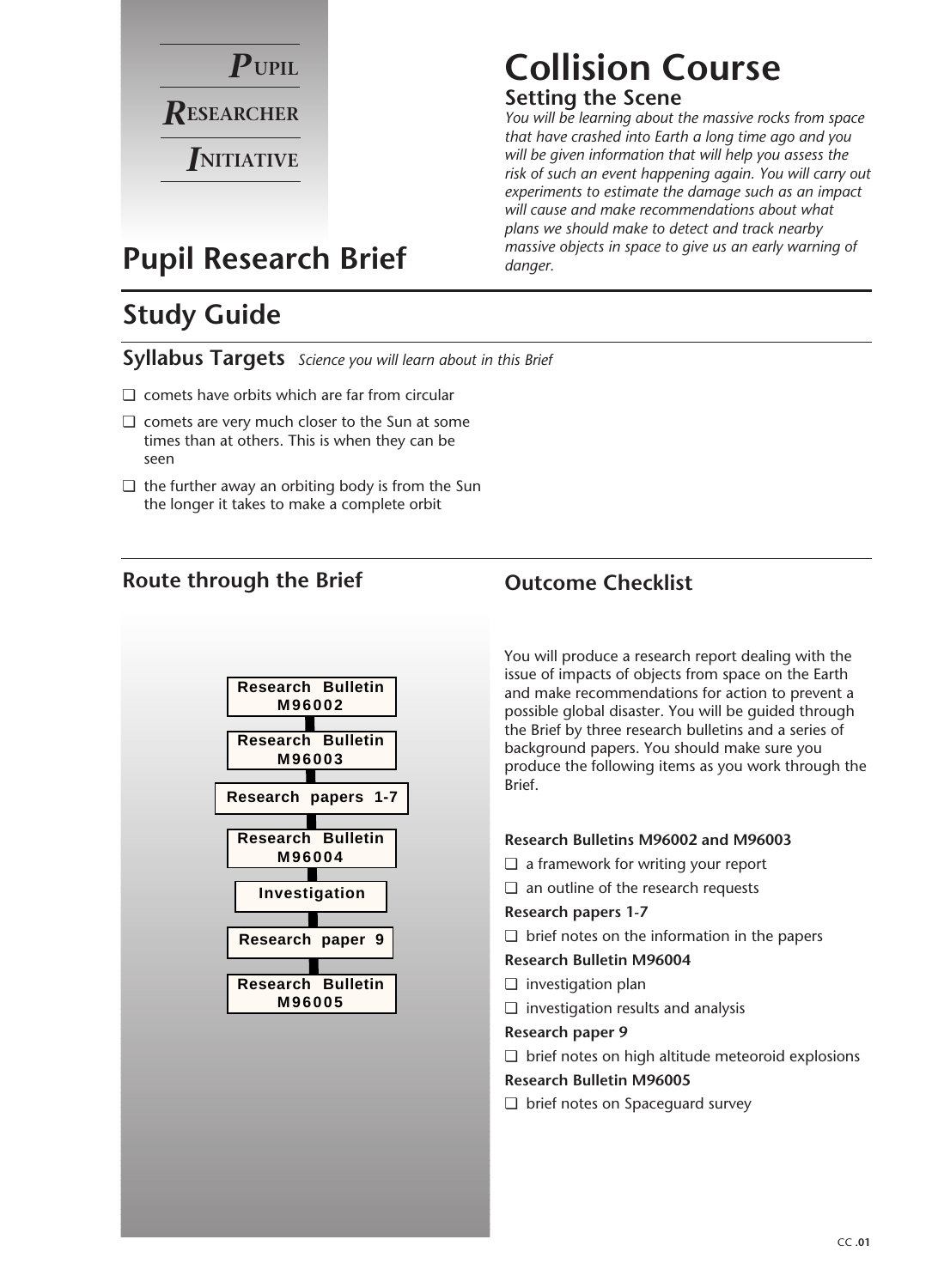**PUPIL RESEARCHER INITIATIVE**

# Collision Course

## Setting the Scene

*You will be learning about the massive rocks from space that have crashed into Earth a long time ago and you will be given information that will help you assess the risk of such an event happening again. You will carry out experiments to estimate the damage such as an impact will cause and make recommendations about what plans we should make to detect and track nearby massive objects in space to give us an early warning of danger.*

# Pupil Research Brief

## Study Guide

### Syllabus Targets *Science you will learn about in this Brief*

- ❑ comets have orbits which are far from circular
- ❑ comets are very much closer to the Sun at some times than at others. This is when they can be seen
- ❑ the further away an orbiting body is from the Sun the longer it takes to make a complete orbit

### Route through the Brief

- Research Bulletin M96002
- Research Bulletin M96003
- Research papers 1-7
- Research Bulletin M96004
- Investigation
- Research paper 9
- Research Bulletin M96005

### Outcome Checklist

You will produce a research report dealing with the issue of impacts of objects from space on the Earth and make recommendations for action to prevent a possible global disaster. You will be guided through the Brief by three research bulletins and a series of background papers. You should make sure you produce the following items as you work through the Brief.

**Research Bulletins M96002 and M96003**

- ❑ a framework for writing your report
- ❑ an outline of the research requests

**Research papers 1-7**

- ❑ brief notes on the information in the papers

**Research Bulletin M96004**

- ❑ investigation plan
- ❑ investigation results and analysis

**Research paper 9**

- ❑ brief notes on high altitude meteoroid explosions

**Research Bulletin M96005**

- ❑ brief notes on Spaceguard survey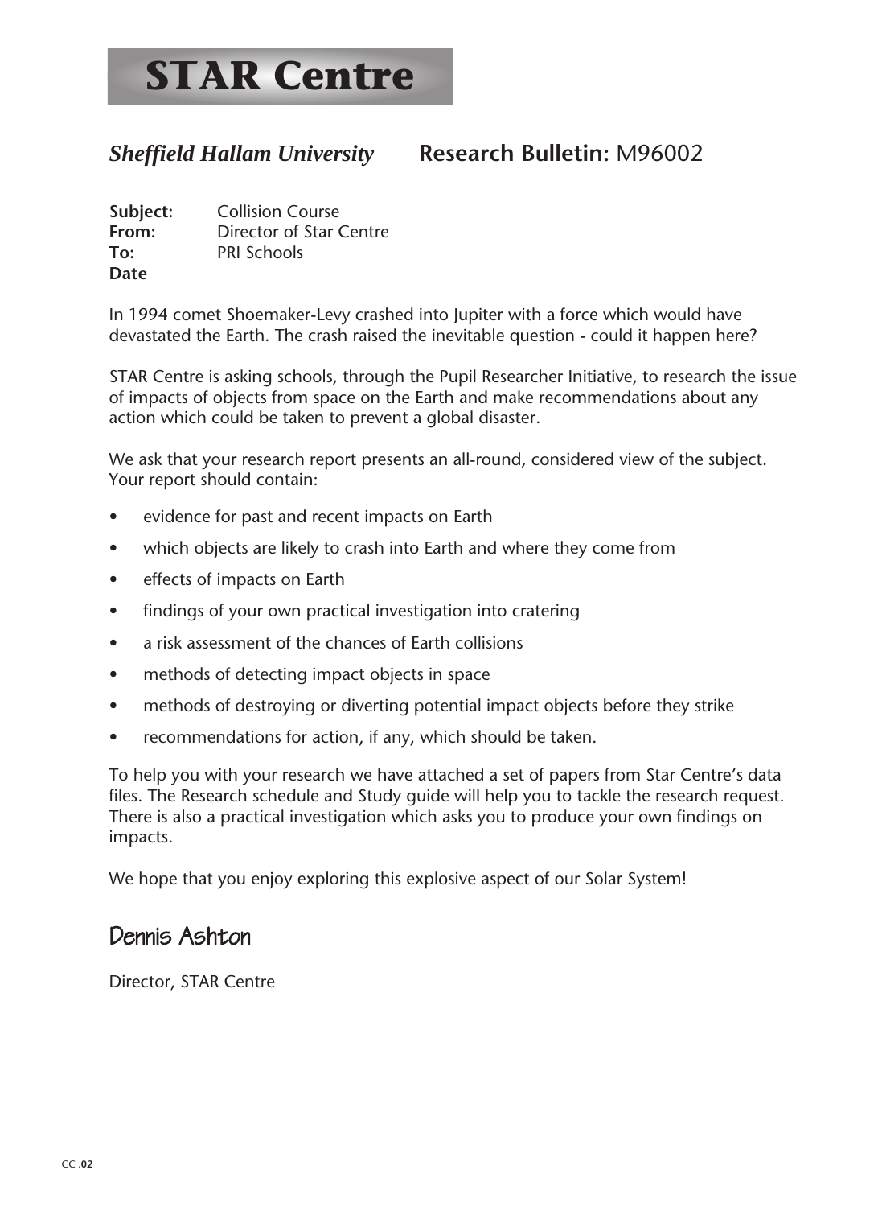# STAR Centre

***Sheffield Hallam University*** **Research Bulletin:** M96002

**Subject:** Collision Course
**From:** Director of Star Centre
**To:** PRI Schools
**Date**

In 1994 comet Shoemaker-Levy crashed into Jupiter with a force which would have devastated the Earth. The crash raised the inevitable question - could it happen here?

STAR Centre is asking schools, through the Pupil Researcher Initiative, to research the issue of impacts of objects from space on the Earth and make recommendations about any action which could be taken to prevent a global disaster.

We ask that your research report presents an all-round, considered view of the subject. Your report should contain:

- evidence for past and recent impacts on Earth
- which objects are likely to crash into Earth and where they come from
- effects of impacts on Earth
- findings of your own practical investigation into cratering
- a risk assessment of the chances of Earth collisions
- methods of detecting impact objects in space
- methods of destroying or diverting potential impact objects before they strike
- recommendations for action, if any, which should be taken.

To help you with your research we have attached a set of papers from Star Centre's data files. The Research schedule and Study guide will help you to tackle the research request. There is also a practical investigation which asks you to produce your own findings on impacts.

We hope that you enjoy exploring this explosive aspect of our Solar System!

Dennis Ashton

Director, STAR Centre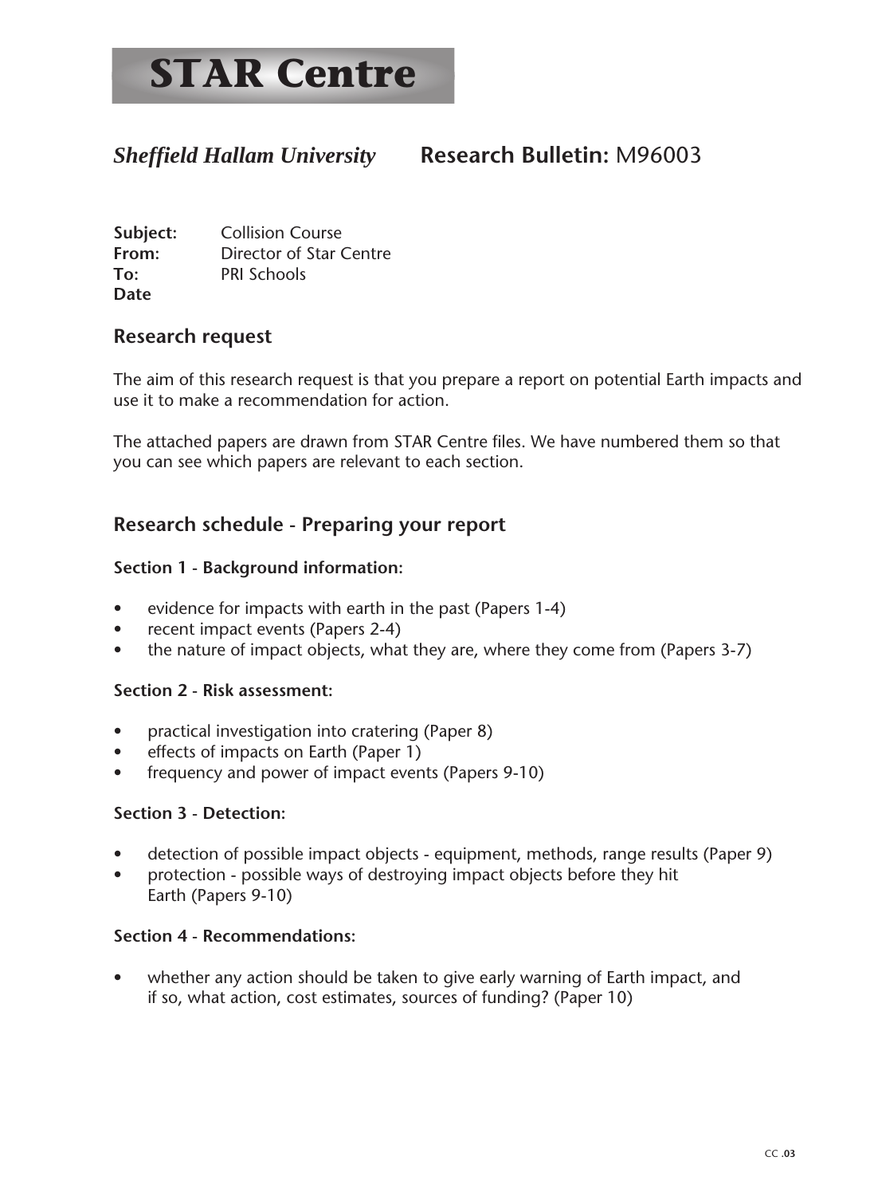# STAR Centre

*Sheffield Hallam University* **Research Bulletin:** M96003

**Subject:** Collision Course
**From:** Director of Star Centre
**To:** PRI Schools
**Date**

## Research request

The aim of this research request is that you prepare a report on potential Earth impacts and use it to make a recommendation for action.

The attached papers are drawn from STAR Centre files. We have numbered them so that you can see which papers are relevant to each section.

## Research schedule - Preparing your report

**Section 1 - Background information:**

- evidence for impacts with earth in the past (Papers 1-4)
- recent impact events (Papers 2-4)
- the nature of impact objects, what they are, where they come from (Papers 3-7)

**Section 2 - Risk assessment:**

- practical investigation into cratering (Paper 8)
- effects of impacts on Earth (Paper 1)
- frequency and power of impact events (Papers 9-10)

**Section 3 - Detection:**

- detection of possible impact objects - equipment, methods, range results (Paper 9)
- protection - possible ways of destroying impact objects before they hit Earth (Papers 9-10)

**Section 4 - Recommendations:**

- whether any action should be taken to give early warning of Earth impact, and if so, what action, cost estimates, sources of funding? (Paper 10)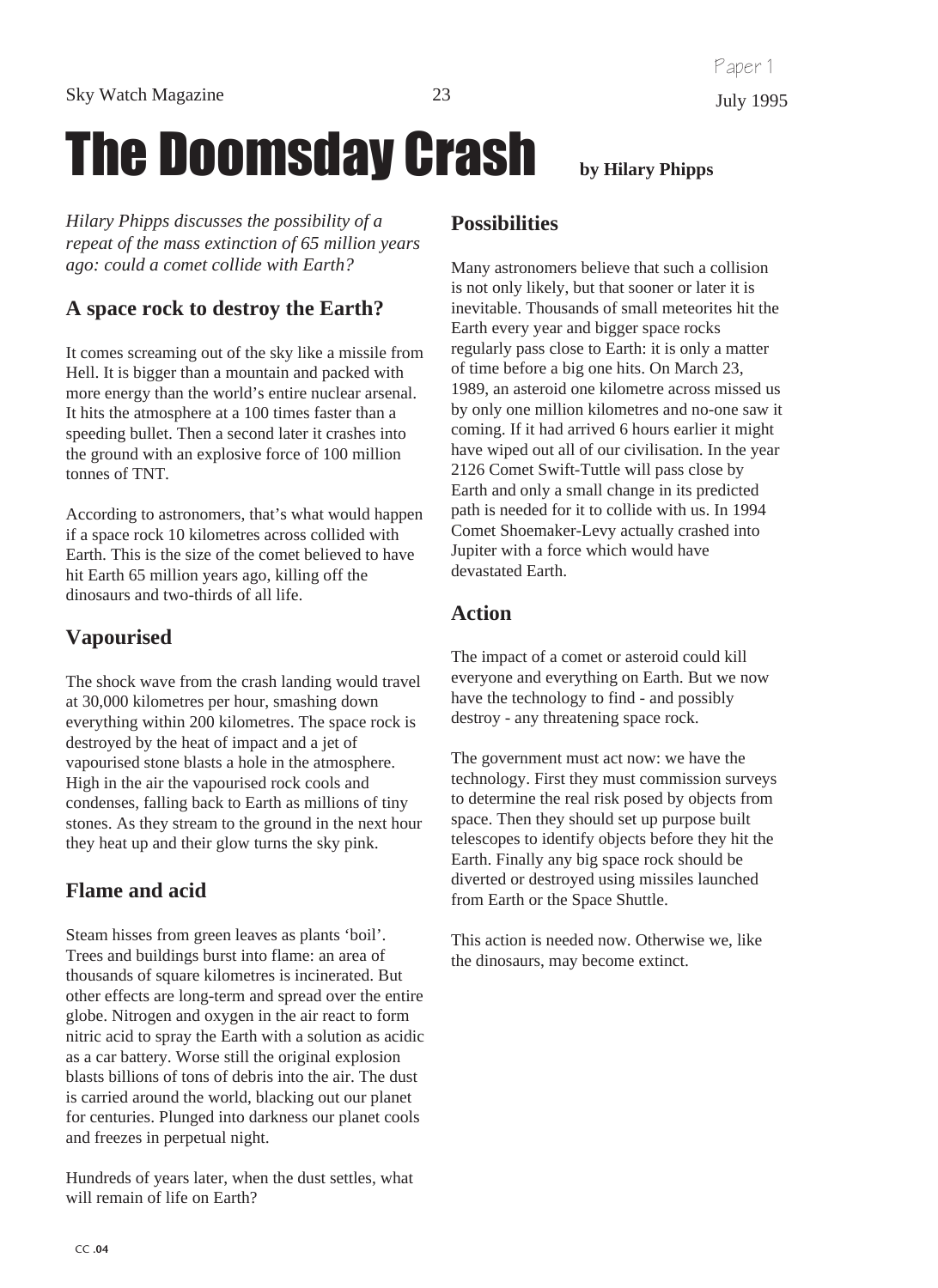# The Doomsday Crash

**by Hilary Phipps**

*Hilary Phipps discusses the possibility of a repeat of the mass extinction of 65 million years ago: could a comet collide with Earth?*

## A space rock to destroy the Earth?

It comes screaming out of the sky like a missile from Hell. It is bigger than a mountain and packed with more energy than the world's entire nuclear arsenal. It hits the atmosphere at a 100 times faster than a speeding bullet. Then a second later it crashes into the ground with an explosive force of 100 million tonnes of TNT.

According to astronomers, that's what would happen if a space rock 10 kilometres across collided with Earth. This is the size of the comet believed to have hit Earth 65 million years ago, killing off the dinosaurs and two-thirds of all life.

## Vapourised

The shock wave from the crash landing would travel at 30,000 kilometres per hour, smashing down everything within 200 kilometres. The space rock is destroyed by the heat of impact and a jet of vapourised stone blasts a hole in the atmosphere. High in the air the vapourised rock cools and condenses, falling back to Earth as millions of tiny stones. As they stream to the ground in the next hour they heat up and their glow turns the sky pink.

## Flame and acid

Steam hisses from green leaves as plants 'boil'. Trees and buildings burst into flame: an area of thousands of square kilometres is incinerated. But other effects are long-term and spread over the entire globe. Nitrogen and oxygen in the air react to form nitric acid to spray the Earth with a solution as acidic as a car battery. Worse still the original explosion blasts billions of tons of debris into the air. The dust is carried around the world, blacking out our planet for centuries. Plunged into darkness our planet cools and freezes in perpetual night.

Hundreds of years later, when the dust settles, what will remain of life on Earth?

## Possibilities

Many astronomers believe that such a collision is not only likely, but that sooner or later it is inevitable. Thousands of small meteorites hit the Earth every year and bigger space rocks regularly pass close to Earth: it is only a matter of time before a big one hits. On March 23, 1989, an asteroid one kilometre across missed us by only one million kilometres and no-one saw it coming. If it had arrived 6 hours earlier it might have wiped out all of our civilisation. In the year 2126 Comet Swift-Tuttle will pass close by Earth and only a small change in its predicted path is needed for it to collide with us. In 1994 Comet Shoemaker-Levy actually crashed into Jupiter with a force which would have devastated Earth.

## Action

The impact of a comet or asteroid could kill everyone and everything on Earth. But we now have the technology to find - and possibly destroy - any threatening space rock.

The government must act now: we have the technology. First they must commission surveys to determine the real risk posed by objects from space. Then they should set up purpose built telescopes to identify objects before they hit the Earth. Finally any big space rock should be diverted or destroyed using missiles launched from Earth or the Space Shuttle.

This action is needed now. Otherwise we, like the dinosaurs, may become extinct.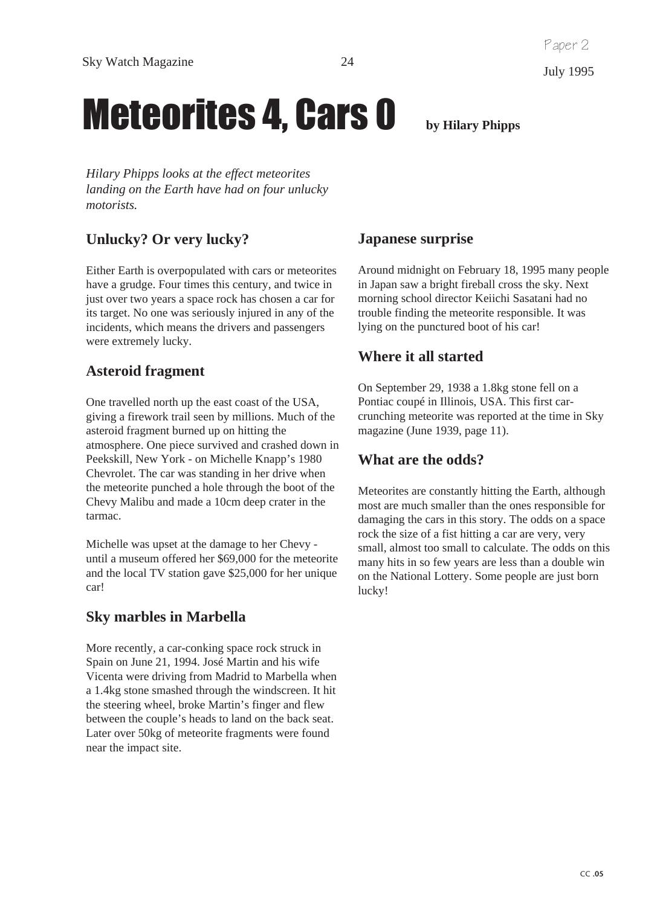# Meteorites 4, Cars 0

**by Hilary Phipps**

*Hilary Phipps looks at the effect meteorites landing on the Earth have had on four unlucky motorists.*

## Unlucky? Or very lucky?

Either Earth is overpopulated with cars or meteorites have a grudge. Four times this century, and twice in just over two years a space rock has chosen a car for its target. No one was seriously injured in any of the incidents, which means the drivers and passengers were extremely lucky.

## Asteroid fragment

One travelled north up the east coast of the USA, giving a firework trail seen by millions. Much of the asteroid fragment burned up on hitting the atmosphere. One piece survived and crashed down in Peekskill, New York - on Michelle Knapp's 1980 Chevrolet. The car was standing in her drive when the meteorite punched a hole through the boot of the Chevy Malibu and made a 10cm deep crater in the tarmac.

Michelle was upset at the damage to her Chevy - until a museum offered her $69,000 for the meteorite and the local TV station gave $25,000 for her unique car!

## Sky marbles in Marbella

More recently, a car-conking space rock struck in Spain on June 21, 1994. José Martin and his wife Vicenta were driving from Madrid to Marbella when a 1.4kg stone smashed through the windscreen. It hit the steering wheel, broke Martin's finger and flew between the couple's heads to land on the back seat. Later over 50kg of meteorite fragments were found near the impact site.

## Japanese surprise

Around midnight on February 18, 1995 many people in Japan saw a bright fireball cross the sky. Next morning school director Keiichi Sasatani had no trouble finding the meteorite responsible. It was lying on the punctured boot of his car!

## Where it all started

On September 29, 1938 a 1.8kg stone fell on a Pontiac coupé in Illinois, USA. This first car-crunching meteorite was reported at the time in Sky magazine (June 1939, page 11).

## What are the odds?

Meteorites are constantly hitting the Earth, although most are much smaller than the ones responsible for damaging the cars in this story. The odds on a space rock the size of a fist hitting a car are very, very small, almost too small to calculate. The odds on this many hits in so few years are less than a double win on the National Lottery. Some people are just born lucky!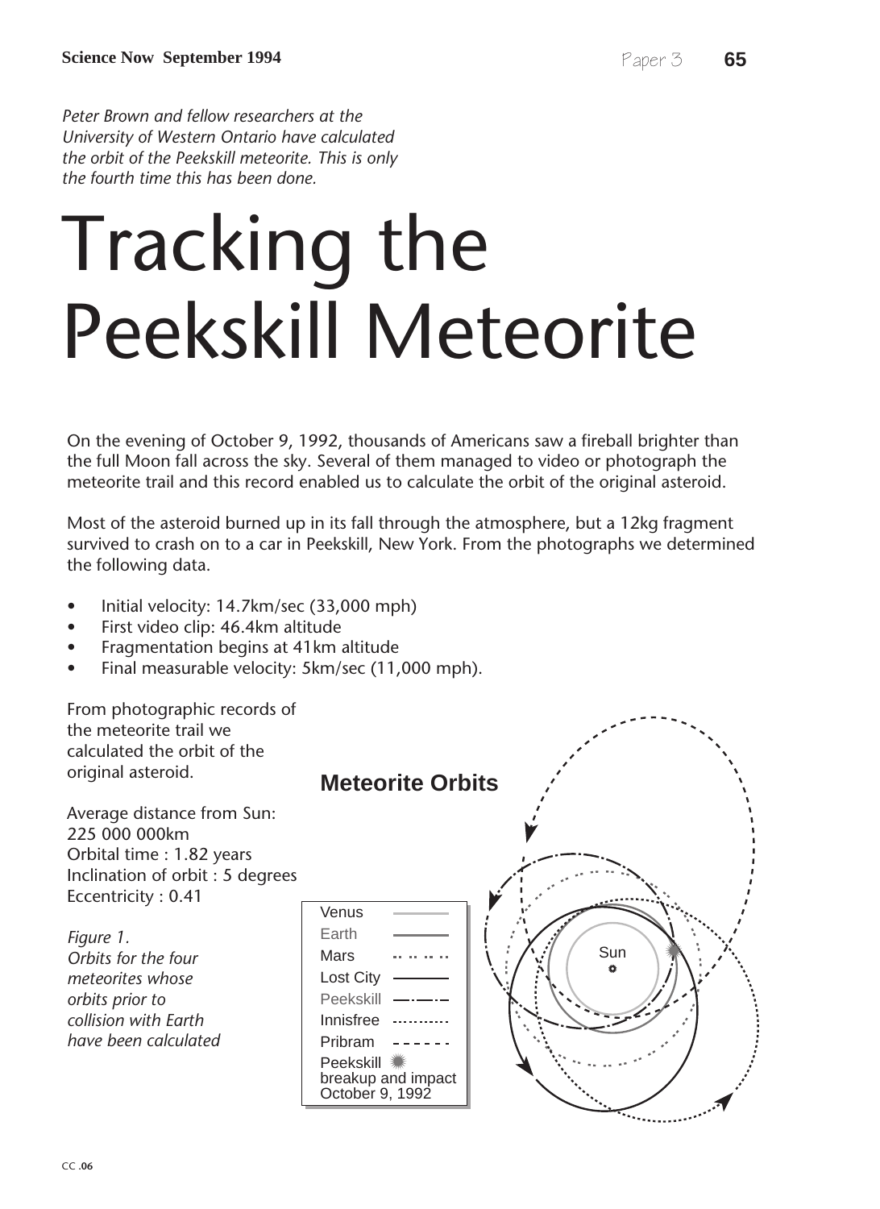*Peter Brown and fellow researchers at the University of Western Ontario have calculated the orbit of the Peekskill meteorite. This is only the fourth time this has been done.*

# Tracking the Peekskill Meteorite

On the evening of October 9, 1992, thousands of Americans saw a fireball brighter than the full Moon fall across the sky. Several of them managed to video or photograph the meteorite trail and this record enabled us to calculate the orbit of the original asteroid.

Most of the asteroid burned up in its fall through the atmosphere, but a 12kg fragment survived to crash on to a car in Peekskill, New York. From the photographs we determined the following data.

- Initial velocity: 14.7km/sec (33,000 mph)
- First video clip: 46.4km altitude
- Fragmentation begins at 41km altitude
- Final measurable velocity: 5km/sec (11,000 mph).

From photographic records of the meteorite trail we calculated the orbit of the original asteroid.

Average distance from Sun: 225 000 000km
Orbital time : 1.82 years
Inclination of orbit : 5 degrees
Eccentricity : 0.41

**Meteorite Orbits**

Legend: Venus; Earth; Mars; Lost City; Peekskill; Innisfree; Pribram; Peekskill breakup and impact October 9, 1992

*Figure 1.*
*Orbits for the four meteorites whose orbits prior to collision with Earth have been calculated*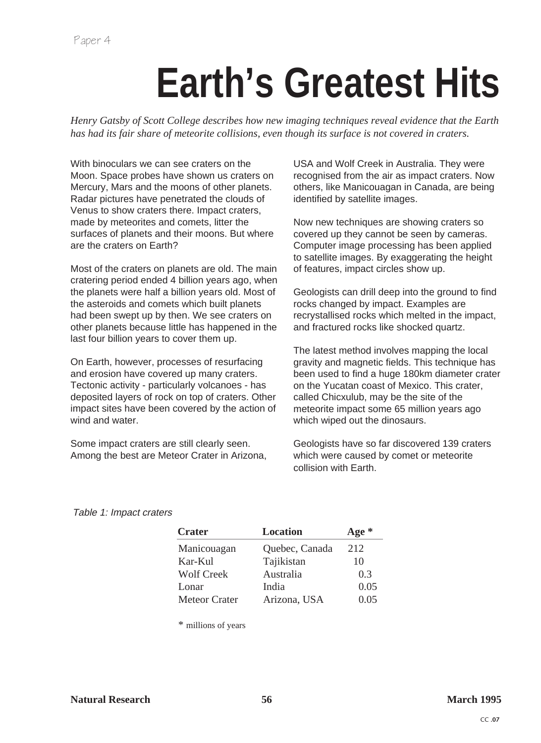Paper 4

# Earth's Greatest Hits

*Henry Gatsby of Scott College describes how new imaging techniques reveal evidence that the Earth has had its fair share of meteorite collisions, even though its surface is not covered in craters.*

With binoculars we can see craters on the Moon. Space probes have shown us craters on Mercury, Mars and the moons of other planets. Radar pictures have penetrated the clouds of Venus to show craters there. Impact craters, made by meteorites and comets, litter the surfaces of planets and their moons. But where are the craters on Earth?

Most of the craters on planets are old. The main cratering period ended 4 billion years ago, when the planets were half a billion years old. Most of the asteroids and comets which built planets had been swept up by then. We see craters on other planets because little has happened in the last four billion years to cover them up.

On Earth, however, processes of resurfacing and erosion have covered up many craters. Tectonic activity - particularly volcanoes - has deposited layers of rock on top of craters. Other impact sites have been covered by the action of wind and water.

Some impact craters are still clearly seen. Among the best are Meteor Crater in Arizona, USA and Wolf Creek in Australia. They were recognised from the air as impact craters. Now others, like Manicouagan in Canada, are being identified by satellite images.

Now new techniques are showing craters so covered up they cannot be seen by cameras. Computer image processing has been applied to satellite images. By exaggerating the height of features, impact circles show up.

Geologists can drill deep into the ground to find rocks changed by impact. Examples are recrystallised rocks which melted in the impact, and fractured rocks like shocked quartz.

The latest method involves mapping the local gravity and magnetic fields. This technique has been used to find a huge 180km diameter crater on the Yucatan coast of Mexico. This crater, called Chicxulub, may be the site of the meteorite impact some 65 million years ago which wiped out the dinosaurs.

Geologists have so far discovered 139 craters which were caused by comet or meteorite collision with Earth.

*Table 1: Impact craters*

| Crater | Location | Age * |
|---|---|---|
| Manicouagan | Quebec, Canada | 212 |
| Kar-Kul | Tajikistan | 10 |
| Wolf Creek | Australia | 0.3 |
| Lonar | India | 0.05 |
| Meteor Crater | Arizona, USA | 0.05 |

* millions of years

**Natural Research** **56** **March 1995**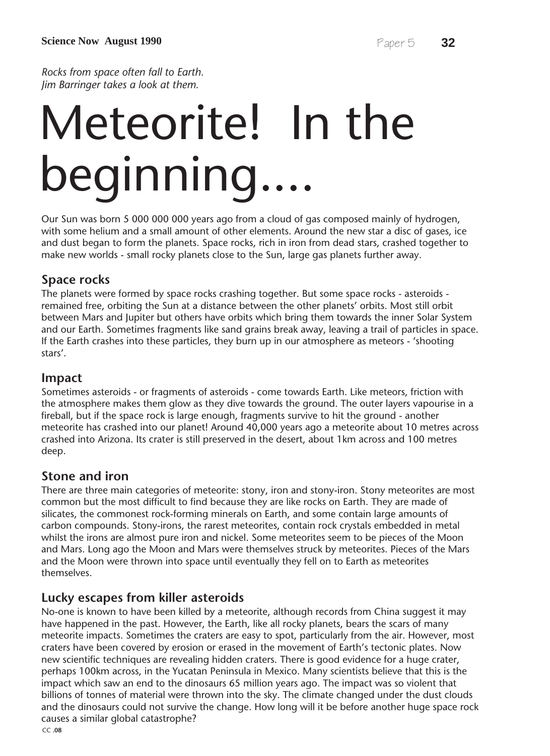*Rocks from space often fall to Earth.*
*Jim Barringer takes a look at them.*

# Meteorite! In the beginning....

Our Sun was born 5 000 000 000 years ago from a cloud of gas composed mainly of hydrogen, with some helium and a small amount of other elements. Around the new star a disc of gases, ice and dust began to form the planets. Space rocks, rich in iron from dead stars, crashed together to make new worlds - small rocky planets close to the Sun, large gas planets further away.

## Space rocks

The planets were formed by space rocks crashing together. But some space rocks - asteroids - remained free, orbiting the Sun at a distance between the other planets' orbits. Most still orbit between Mars and Jupiter but others have orbits which bring them towards the inner Solar System and our Earth. Sometimes fragments like sand grains break away, leaving a trail of particles in space. If the Earth crashes into these particles, they burn up in our atmosphere as meteors - 'shooting stars'.

## Impact

Sometimes asteroids - or fragments of asteroids - come towards Earth. Like meteors, friction with the atmosphere makes them glow as they dive towards the ground. The outer layers vapourise in a fireball, but if the space rock is large enough, fragments survive to hit the ground - another meteorite has crashed into our planet! Around 40,000 years ago a meteorite about 10 metres across crashed into Arizona. Its crater is still preserved in the desert, about 1km across and 100 metres deep.

## Stone and iron

There are three main categories of meteorite: stony, iron and stony-iron. Stony meteorites are most common but the most difficult to find because they are like rocks on Earth. They are made of silicates, the commonest rock-forming minerals on Earth, and some contain large amounts of carbon compounds. Stony-irons, the rarest meteorites, contain rock crystals embedded in metal whilst the irons are almost pure iron and nickel. Some meteorites seem to be pieces of the Moon and Mars. Long ago the Moon and Mars were themselves struck by meteorites. Pieces of the Mars and the Moon were thrown into space until eventually they fell on to Earth as meteorites themselves.

## Lucky escapes from killer asteroids

No-one is known to have been killed by a meteorite, although records from China suggest it may have happened in the past. However, the Earth, like all rocky planets, bears the scars of many meteorite impacts. Sometimes the craters are easy to spot, particularly from the air. However, most craters have been covered by erosion or erased in the movement of Earth's tectonic plates. Now new scientific techniques are revealing hidden craters. There is good evidence for a huge crater, perhaps 100km across, in the Yucatan Peninsula in Mexico. Many scientists believe that this is the impact which saw an end to the dinosaurs 65 million years ago. The impact was so violent that billions of tonnes of material were thrown into the sky. The climate changed under the dust clouds and the dinosaurs could not survive the change. How long will it be before another huge space rock causes a similar global catastrophe?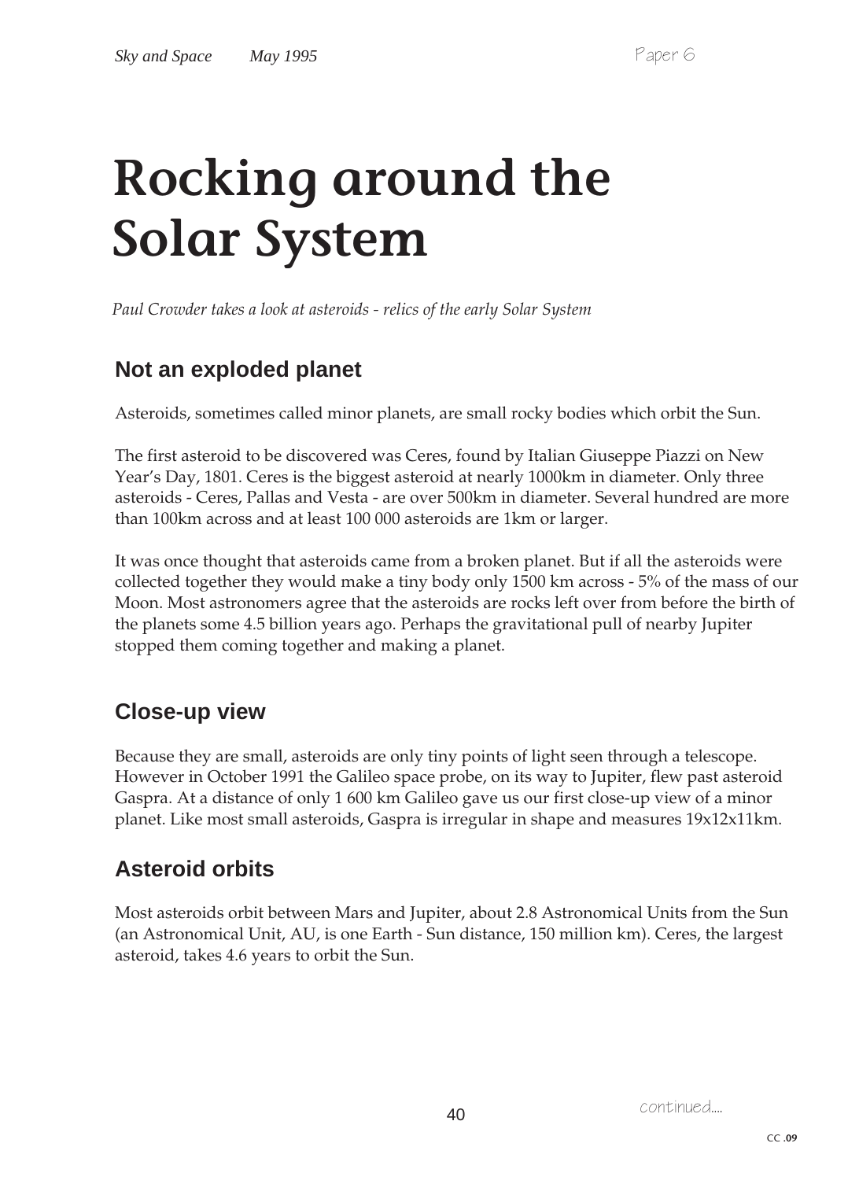# Rocking around the Solar System

*Paul Crowder takes a look at asteroids - relics of the early Solar System*

## Not an exploded planet

Asteroids, sometimes called minor planets, are small rocky bodies which orbit the Sun.

The first asteroid to be discovered was Ceres, found by Italian Giuseppe Piazzi on New Year's Day, 1801. Ceres is the biggest asteroid at nearly 1000km in diameter. Only three asteroids - Ceres, Pallas and Vesta - are over 500km in diameter. Several hundred are more than 100km across and at least 100 000 asteroids are 1km or larger.

It was once thought that asteroids came from a broken planet. But if all the asteroids were collected together they would make a tiny body only 1500 km across - 5% of the mass of our Moon. Most astronomers agree that the asteroids are rocks left over from before the birth of the planets some 4.5 billion years ago. Perhaps the gravitational pull of nearby Jupiter stopped them coming together and making a planet.

## Close-up view

Because they are small, asteroids are only tiny points of light seen through a telescope. However in October 1991 the Galileo space probe, on its way to Jupiter, flew past asteroid Gaspra. At a distance of only 1 600 km Galileo gave us our first close-up view of a minor planet. Like most small asteroids, Gaspra is irregular in shape and measures 19x12x11km.

## Asteroid orbits

Most asteroids orbit between Mars and Jupiter, about 2.8 Astronomical Units from the Sun (an Astronomical Unit, AU, is one Earth - Sun distance, 150 million km). Ceres, the largest asteroid, takes 4.6 years to orbit the Sun.

continued....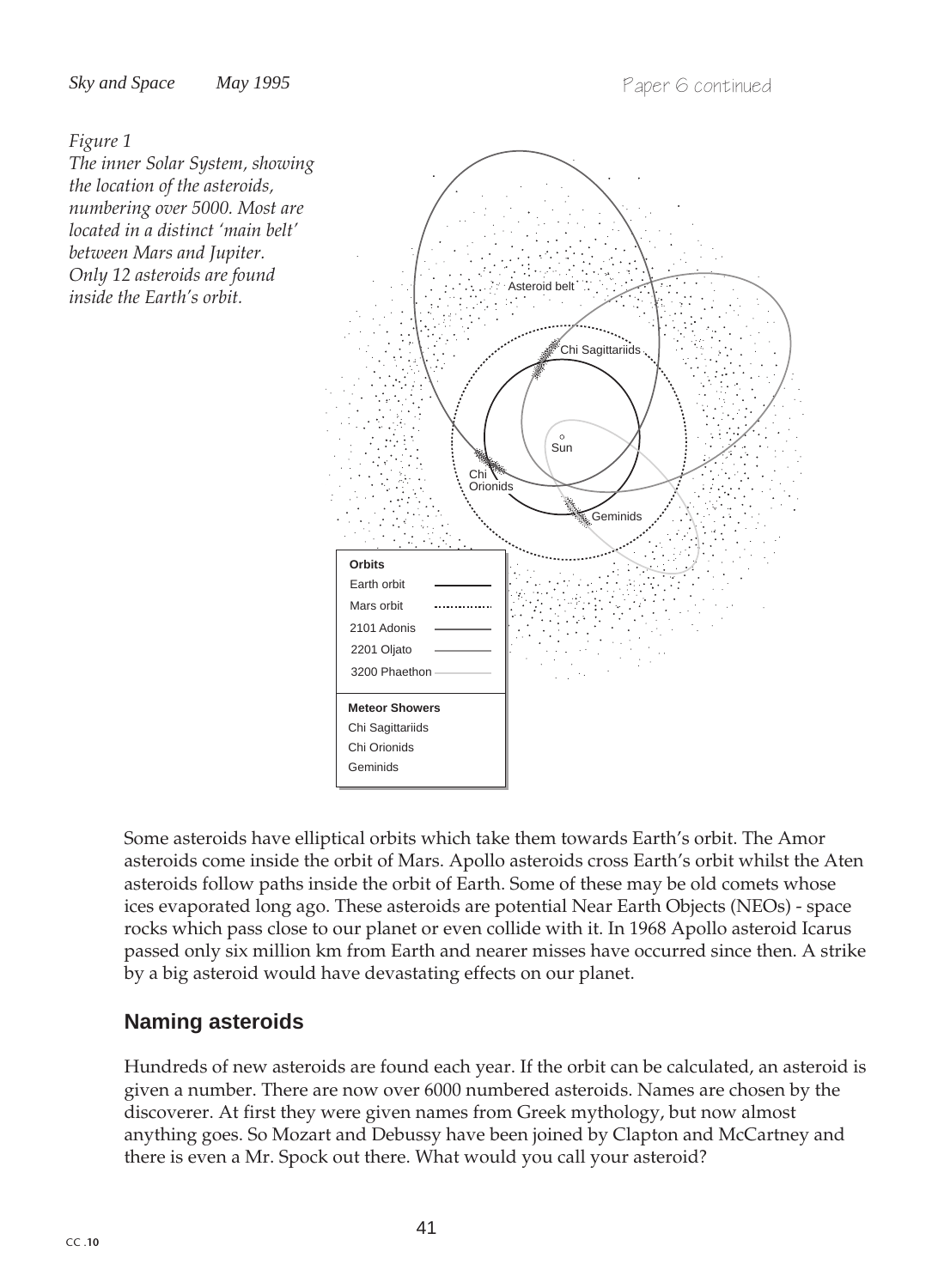*Figure 1*
*The inner Solar System, showing the location of the asteroids, numbering over 5000. Most are located in a distinct 'main belt' between Mars and Jupiter. Only 12 asteroids are found inside the Earth's orbit.*

Some asteroids have elliptical orbits which take them towards Earth's orbit. The Amor asteroids come inside the orbit of Mars. Apollo asteroids cross Earth's orbit whilst the Aten asteroids follow paths inside the orbit of Earth. Some of these may be old comets whose ices evaporated long ago. These asteroids are potential Near Earth Objects (NEOs) - space rocks which pass close to our planet or even collide with it. In 1968 Apollo asteroid Icarus passed only six million km from Earth and nearer misses have occurred since then. A strike by a big asteroid would have devastating effects on our planet.

## Naming asteroids

Hundreds of new asteroids are found each year. If the orbit can be calculated, an asteroid is given a number. There are now over 6000 numbered asteroids. Names are chosen by the discoverer. At first they were given names from Greek mythology, but now almost anything goes. So Mozart and Debussy have been joined by Clapton and McCartney and there is even a Mr. Spock out there. What would you call your asteroid?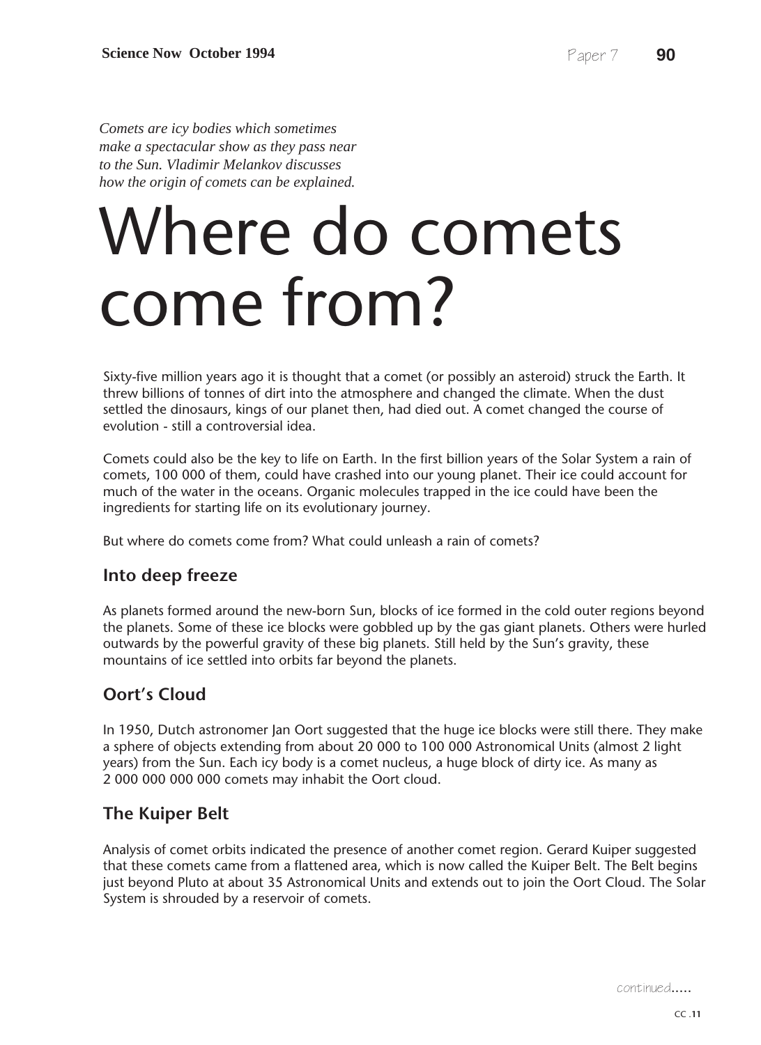*Comets are icy bodies which sometimes make a spectacular show as they pass near to the Sun. Vladimir Melankov discusses how the origin of comets can be explained.*

# Where do comets come from?

Sixty-five million years ago it is thought that a comet (or possibly an asteroid) struck the Earth. It threw billions of tonnes of dirt into the atmosphere and changed the climate. When the dust settled the dinosaurs, kings of our planet then, had died out. A comet changed the course of evolution - still a controversial idea.

Comets could also be the key to life on Earth. In the first billion years of the Solar System a rain of comets, 100 000 of them, could have crashed into our young planet. Their ice could account for much of the water in the oceans. Organic molecules trapped in the ice could have been the ingredients for starting life on its evolutionary journey.

But where do comets come from? What could unleash a rain of comets?

## Into deep freeze

As planets formed around the new-born Sun, blocks of ice formed in the cold outer regions beyond the planets. Some of these ice blocks were gobbled up by the gas giant planets. Others were hurled outwards by the powerful gravity of these big planets. Still held by the Sun's gravity, these mountains of ice settled into orbits far beyond the planets.

## Oort's Cloud

In 1950, Dutch astronomer Jan Oort suggested that the huge ice blocks were still there. They make a sphere of objects extending from about 20 000 to 100 000 Astronomical Units (almost 2 light years) from the Sun. Each icy body is a comet nucleus, a huge block of dirty ice. As many as 2 000 000 000 000 comets may inhabit the Oort cloud.

## The Kuiper Belt

Analysis of comet orbits indicated the presence of another comet region. Gerard Kuiper suggested that these comets came from a flattened area, which is now called the Kuiper Belt. The Belt begins just beyond Pluto at about 35 Astronomical Units and extends out to join the Oort Cloud. The Solar System is shrouded by a reservoir of comets.

continued.....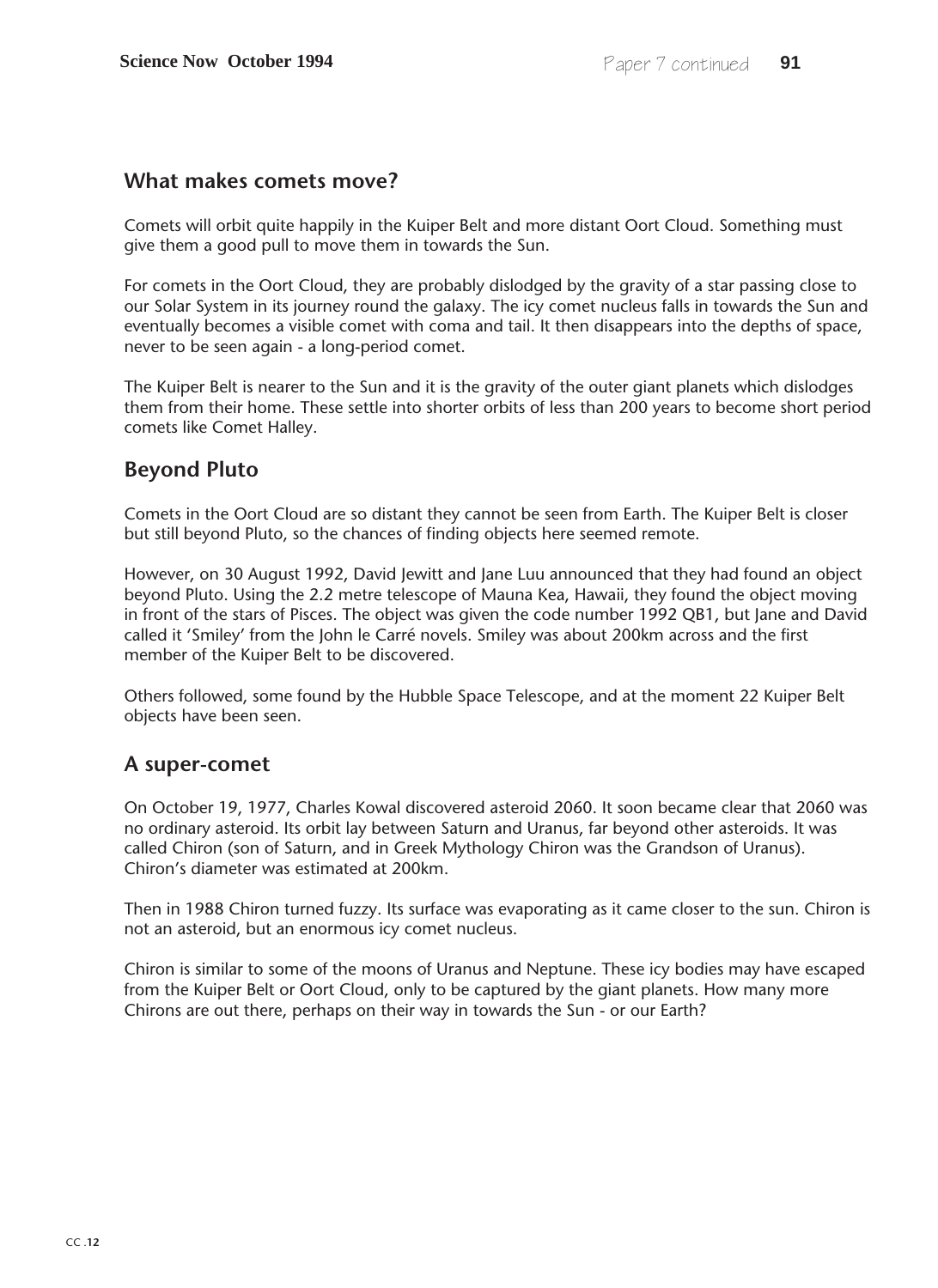## What makes comets move?

Comets will orbit quite happily in the Kuiper Belt and more distant Oort Cloud. Something must give them a good pull to move them in towards the Sun.

For comets in the Oort Cloud, they are probably dislodged by the gravity of a star passing close to our Solar System in its journey round the galaxy. The icy comet nucleus falls in towards the Sun and eventually becomes a visible comet with coma and tail. It then disappears into the depths of space, never to be seen again - a long-period comet.

The Kuiper Belt is nearer to the Sun and it is the gravity of the outer giant planets which dislodges them from their home. These settle into shorter orbits of less than 200 years to become short period comets like Comet Halley.

## Beyond Pluto

Comets in the Oort Cloud are so distant they cannot be seen from Earth. The Kuiper Belt is closer but still beyond Pluto, so the chances of finding objects here seemed remote.

However, on 30 August 1992, David Jewitt and Jane Luu announced that they had found an object beyond Pluto. Using the 2.2 metre telescope of Mauna Kea, Hawaii, they found the object moving in front of the stars of Pisces. The object was given the code number 1992 QB1, but Jane and David called it 'Smiley' from the John le Carré novels. Smiley was about 200km across and the first member of the Kuiper Belt to be discovered.

Others followed, some found by the Hubble Space Telescope, and at the moment 22 Kuiper Belt objects have been seen.

## A super-comet

On October 19, 1977, Charles Kowal discovered asteroid 2060. It soon became clear that 2060 was no ordinary asteroid. Its orbit lay between Saturn and Uranus, far beyond other asteroids. It was called Chiron (son of Saturn, and in Greek Mythology Chiron was the Grandson of Uranus). Chiron's diameter was estimated at 200km.

Then in 1988 Chiron turned fuzzy. Its surface was evaporating as it came closer to the sun. Chiron is not an asteroid, but an enormous icy comet nucleus.

Chiron is similar to some of the moons of Uranus and Neptune. These icy bodies may have escaped from the Kuiper Belt or Oort Cloud, only to be captured by the giant planets. How many more Chirons are out there, perhaps on their way in towards the Sun - or our Earth?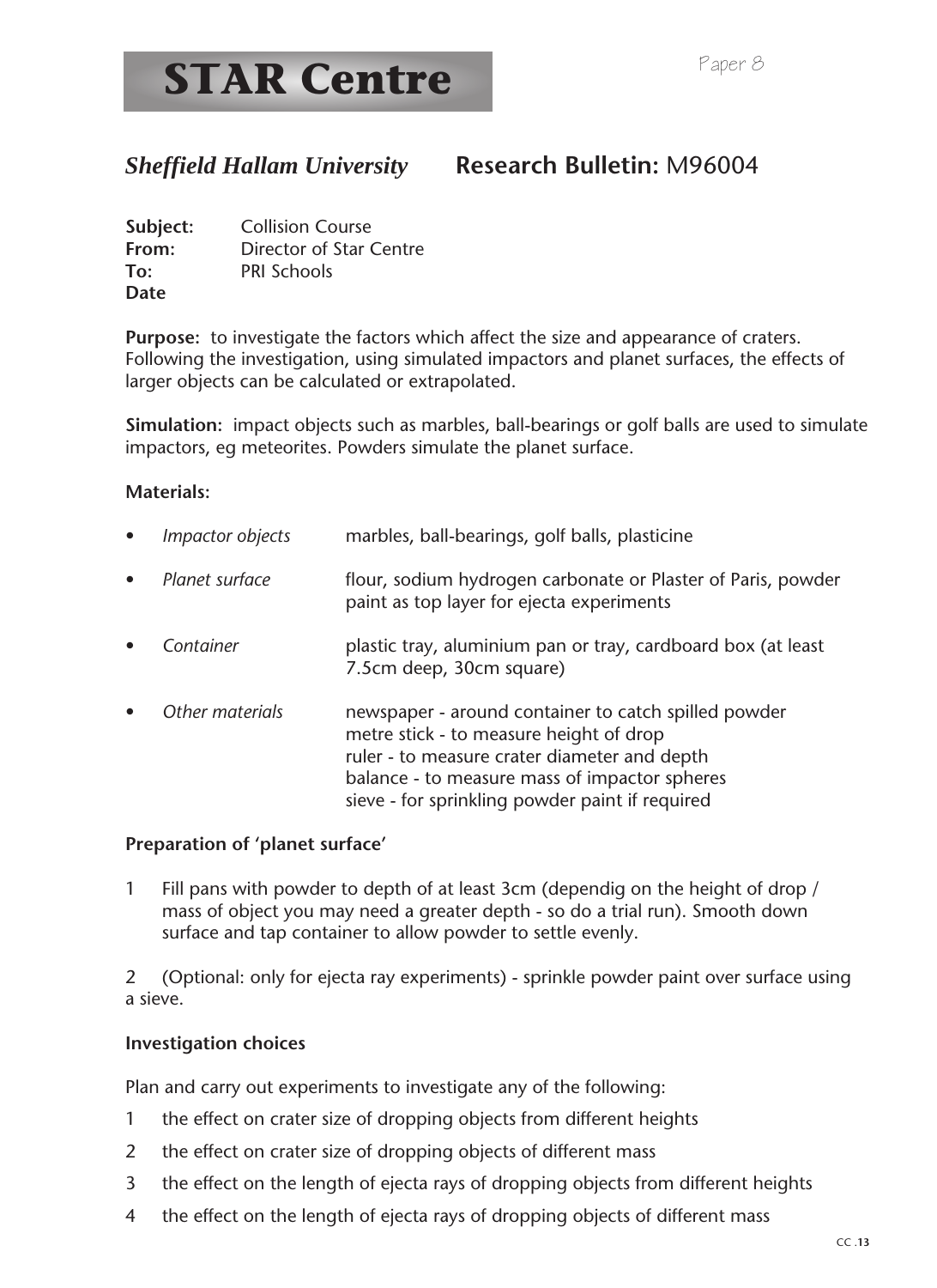# STAR Centre

Paper 8

## *Sheffield Hallam University* Research Bulletin: M96004

**Subject:** Collision Course
**From:** Director of Star Centre
**To:** PRI Schools
**Date**

**Purpose:** to investigate the factors which affect the size and appearance of craters. Following the investigation, using simulated impactors and planet surfaces, the effects of larger objects can be calculated or extrapolated.

**Simulation:** impact objects such as marbles, ball-bearings or golf balls are used to simulate impactors, eg meteorites. Powders simulate the planet surface.

**Materials:**

- *Impactor objects* — marbles, ball-bearings, golf balls, plasticine
- *Planet surface* — flour, sodium hydrogen carbonate or Plaster of Paris, powder paint as top layer for ejecta experiments
- *Container* — plastic tray, aluminium pan or tray, cardboard box (at least 7.5cm deep, 30cm square)
- *Other materials* — newspaper - around container to catch spilled powder
  metre stick - to measure height of drop
  ruler - to measure crater diameter and depth
  balance - to measure mass of impactor spheres
  sieve - for sprinkling powder paint if required

**Preparation of 'planet surface'**

1. Fill pans with powder to depth of at least 3cm (dependig on the height of drop / mass of object you may need a greater depth - so do a trial run). Smooth down surface and tap container to allow powder to settle evenly.

2. (Optional: only for ejecta ray experiments) - sprinkle powder paint over surface using a sieve.

**Investigation choices**

Plan and carry out experiments to investigate any of the following:

1. the effect on crater size of dropping objects from different heights
2. the effect on crater size of dropping objects of different mass
3. the effect on the length of ejecta rays of dropping objects from different heights
4. the effect on the length of ejecta rays of dropping objects of different mass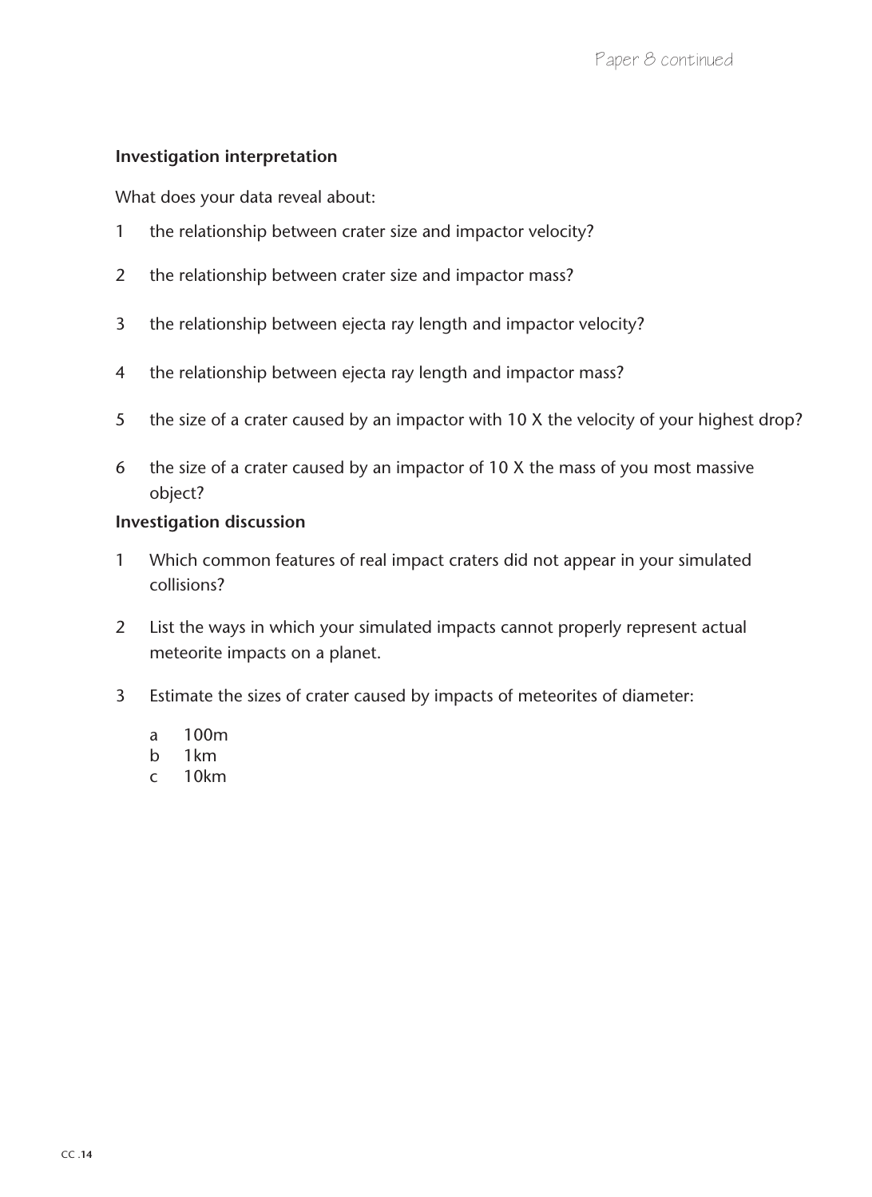### Investigation interpretation

What does your data reveal about:

1. the relationship between crater size and impactor velocity?
2. the relationship between crater size and impactor mass?
3. the relationship between ejecta ray length and impactor velocity?
4. the relationship between ejecta ray length and impactor mass?
5. the size of a crater caused by an impactor with 10 X the velocity of your highest drop?
6. the size of a crater caused by an impactor of 10 X the mass of you most massive object?

### Investigation discussion

1. Which common features of real impact craters did not appear in your simulated collisions?
2. List the ways in which your simulated impacts cannot properly represent actual meteorite impacts on a planet.
3. Estimate the sizes of crater caused by impacts of meteorites of diameter:

   a. 100m
   b. 1km
   c. 10km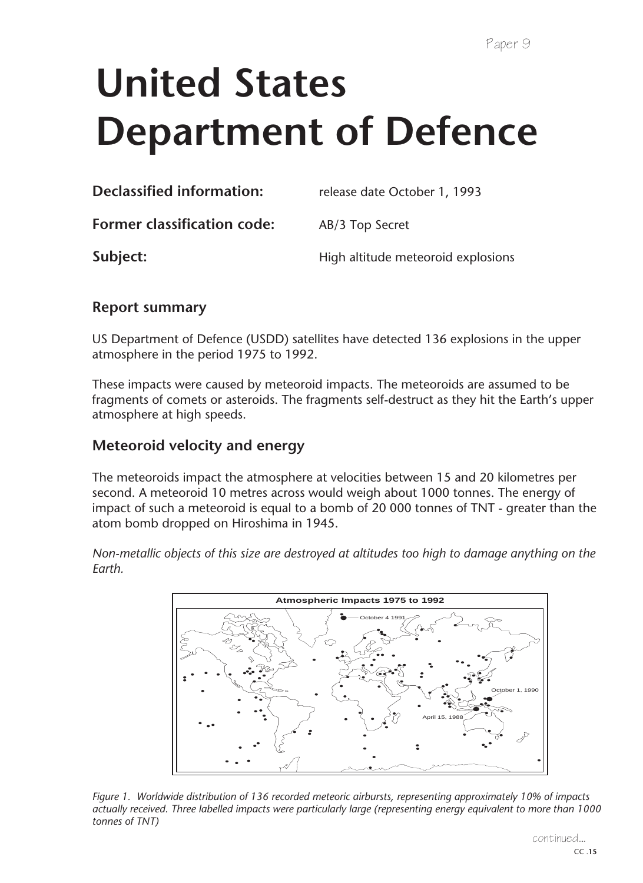# United States Department of Defence

**Declassified information:** release date October 1, 1993

**Former classification code:** AB/3 Top Secret

**Subject:** High altitude meteoroid explosions

## Report summary

US Department of Defence (USDD) satellites have detected 136 explosions in the upper atmosphere in the period 1975 to 1992.

These impacts were caused by meteoroid impacts. The meteoroids are assumed to be fragments of comets or asteroids. The fragments self-destruct as they hit the Earth's upper atmosphere at high speeds.

## Meteoroid velocity and energy

The meteoroids impact the atmosphere at velocities between 15 and 20 kilometres per second. A meteoroid 10 metres across would weigh about 1000 tonnes. The energy of impact of such a meteoroid is equal to a bomb of 20 000 tonnes of TNT - greater than the atom bomb dropped on Hiroshima in 1945.

*Non-metallic objects of this size are destroyed at altitudes too high to damage anything on the Earth.*

Atmospheric Impacts 1975 to 1992

October 4 1991

October 1, 1990

April 15, 1988

*Figure 1. Worldwide distribution of 136 recorded meteoric airbursts, representing approximately 10% of impacts actually received. Three labelled impacts were particularly large (representing energy equivalent to more than 1000 tonnes of TNT)*

continued....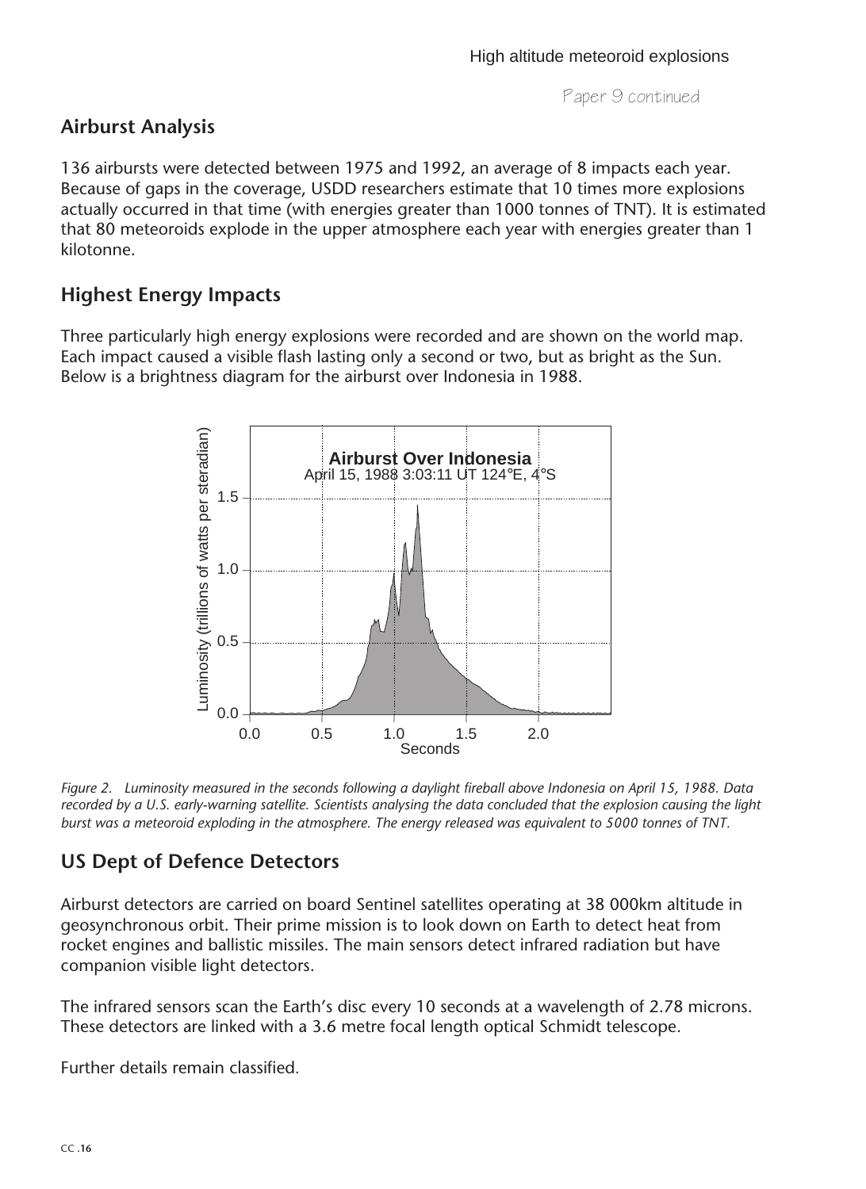## Airburst Analysis

136 airbursts were detected between 1975 and 1992, an average of 8 impacts each year. Because of gaps in the coverage, USDD researchers estimate that 10 times more explosions actually occurred in that time (with energies greater than 1000 tonnes of TNT). It is estimated that 80 meteoroids explode in the upper atmosphere each year with energies greater than 1 kilotonne.

## Highest Energy Impacts

Three particularly high energy explosions were recorded and are shown on the world map. Each impact caused a visible flash lasting only a second or two, but as bright as the Sun. Below is a brightness diagram for the airburst over Indonesia in 1988.

*Figure 2. Luminosity measured in the seconds following a daylight fireball above Indonesia on April 15, 1988. Data recorded by a U.S. early-warning satellite. Scientists analysing the data concluded that the explosion causing the light burst was a meteoroid exploding in the atmosphere. The energy released was equivalent to 5000 tonnes of TNT.*

## US Dept of Defence Detectors

Airburst detectors are carried on board Sentinel satellites operating at 38 000km altitude in geosynchronous orbit. Their prime mission is to look down on Earth to detect heat from rocket engines and ballistic missiles. The main sensors detect infrared radiation but have companion visible light detectors.

The infrared sensors scan the Earth's disc every 10 seconds at a wavelength of 2.78 microns. These detectors are linked with a 3.6 metre focal length optical Schmidt telescope.

Further details remain classified.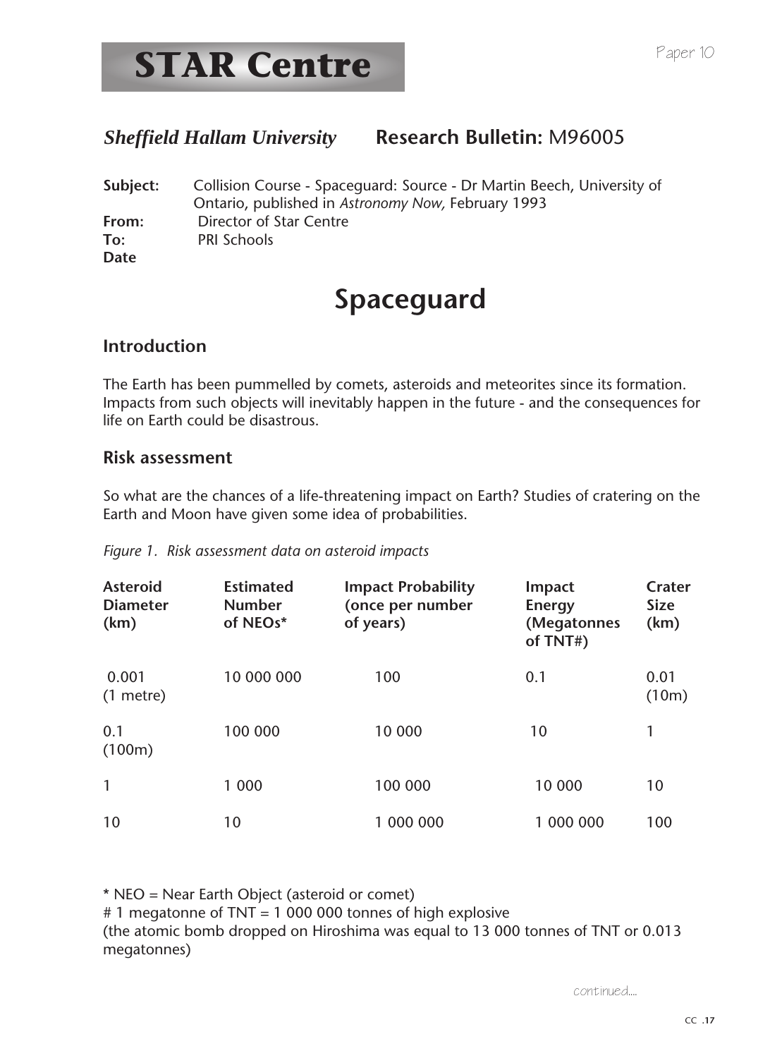# STAR Centre

Paper 10

***Sheffield Hallam University*** **Research Bulletin:** M96005

**Subject:** Collision Course - Spaceguard: Source - Dr Martin Beech, University of Ontario, published in *Astronomy Now,* February 1993
**From:** Director of Star Centre
**To:** PRI Schools
**Date**

## Spaceguard

### Introduction

The Earth has been pummelled by comets, asteroids and meteorites since its formation. Impacts from such objects will inevitably happen in the future - and the consequences for life on Earth could be disastrous.

### Risk assessment

So what are the chances of a life-threatening impact on Earth? Studies of cratering on the Earth and Moon have given some idea of probabilities.

*Figure 1. Risk assessment data on asteroid impacts*

| Asteroid Diameter (km) | Estimated Number of NEOs* | Impact Probability (once per number of years) | Impact Energy (Megatonnes of TNT#) | Crater Size (km) |
|---|---|---|---|---|
| 0.001 (1 metre) | 10 000 000 | 100 | 0.1 | 0.01 (10m) |
| 0.1 (100m) | 100 000 | 10 000 | 10 | 1 |
| 1 | 1 000 | 100 000 | 10 000 | 10 |
| 10 | 10 | 1 000 000 | 1 000 000 | 100 |

* NEO = Near Earth Object (asteroid or comet)
# 1 megatonne of TNT = 1 000 000 tonnes of high explosive
(the atomic bomb dropped on Hiroshima was equal to 13 000 tonnes of TNT or 0.013 megatonnes)

continued....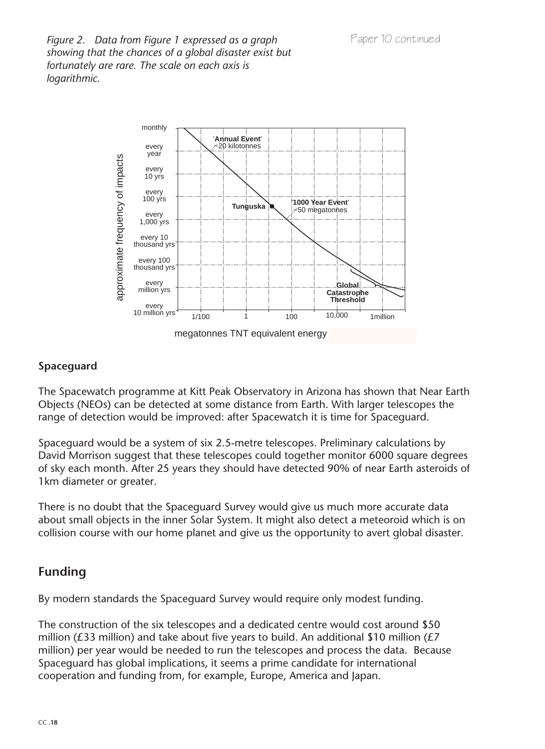*Figure 2. Data from Figure 1 expressed as a graph showing that the chances of a global disaster exist but fortunately are rare. The scale on each axis is logarithmic.*

approximate frequency of impacts

monthly
every year
every 10 yrs
every 100 yrs
every 1,000 yrs
every 10 thousand yrs
every 100 thousand yrs
every million yrs
every 10 million yrs

'Annual Event' ~20 kilotonnes

Tunguska

'1000 Year Event' ~50 megatonnes

Global Catastrophe Threshold

1/100
1
100
10,000
1million

megatonnes TNT equivalent energy

## Spaceguard

The Spacewatch programme at Kitt Peak Observatory in Arizona has shown that Near Earth Objects (NEOs) can be detected at some distance from Earth. With larger telescopes the range of detection would be improved: after Spacewatch it is time for Spaceguard.

Spaceguard would be a system of six 2.5-metre telescopes. Preliminary calculations by David Morrison suggest that these telescopes could together monitor 6000 square degrees of sky each month. After 25 years they should have detected 90% of near Earth asteroids of 1km diameter or greater.

There is no doubt that the Spaceguard Survey would give us much more accurate data about small objects in the inner Solar System. It might also detect a meteoroid which is on collision course with our home planet and give us the opportunity to avert global disaster.

## Funding

By modern standards the Spaceguard Survey would require only modest funding.

The construction of the six telescopes and a dedicated centre would cost around $50 million (£33 million) and take about five years to build. An additional $10 million (£7 million) per year would be needed to run the telescopes and process the data. Because Spaceguard has global implications, it seems a prime candidate for international cooperation and funding from, for example, Europe, America and Japan.